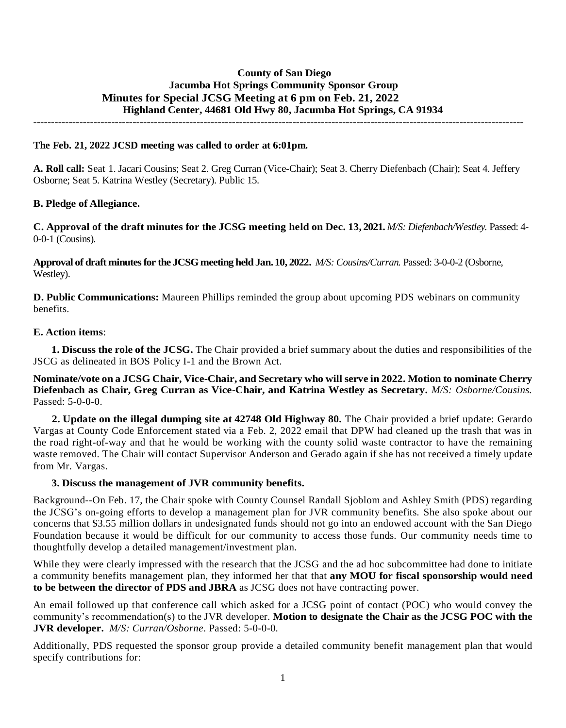**County of San Diego**
**Jacumba Hot Springs Community Sponsor Group**
**Minutes for Special JCSG Meeting at 6 pm on Feb. 21, 2022**
**Highland Center, 44681 Old Hwy 80, Jacumba Hot Springs, CA 91934**

---

**The Feb. 21, 2022 JCSD meeting was called to order at 6:01pm.**

**A. Roll call:** Seat 1. Jacari Cousins; Seat 2. Greg Curran (Vice-Chair); Seat 3. Cherry Diefenbach (Chair); Seat 4. Jeffery Osborne; Seat 5. Katrina Westley (Secretary). Public 15.

**B. Pledge of Allegiance.**

**C. Approval of the draft minutes for the JCSG meeting held on Dec. 13, 2021.** *M/S: Diefenbach/Westley.* Passed: 4-0-0-1 (Cousins).

**Approval of draft minutes for the JCSG meeting held Jan. 10, 2022.** *M/S: Cousins/Curran.* Passed: 3-0-0-2 (Osborne, Westley).

**D. Public Communications:** Maureen Phillips reminded the group about upcoming PDS webinars on community benefits.

**E. Action items**:

**1. Discuss the role of the JCSG.** The Chair provided a brief summary about the duties and responsibilities of the JSCG as delineated in BOS Policy I-1 and the Brown Act.

**Nominate/vote on a JCSG Chair, Vice-Chair, and Secretary who will serve in 2022. Motion to nominate Cherry Diefenbach as Chair, Greg Curran as Vice-Chair, and Katrina Westley as Secretary.** *M/S: Osborne/Cousins.* Passed: 5-0-0-0.

**2. Update on the illegal dumping site at 42748 Old Highway 80.** The Chair provided a brief update: Gerardo Vargas at County Code Enforcement stated via a Feb. 2, 2022 email that DPW had cleaned up the trash that was in the road right-of-way and that he would be working with the county solid waste contractor to have the remaining waste removed. The Chair will contact Supervisor Anderson and Gerado again if she has not received a timely update from Mr. Vargas.

**3. Discuss the management of JVR community benefits.**

Background--On Feb. 17, the Chair spoke with County Counsel Randall Sjoblom and Ashley Smith (PDS) regarding the JCSG's on-going efforts to develop a management plan for JVR community benefits. She also spoke about our concerns that $3.55 million dollars in undesignated funds should not go into an endowed account with the San Diego Foundation because it would be difficult for our community to access those funds. Our community needs time to thoughtfully develop a detailed management/investment plan.

While they were clearly impressed with the research that the JCSG and the ad hoc subcommittee had done to initiate a community benefits management plan, they informed her that that **any MOU for fiscal sponsorship would need to be between the director of PDS and JBRA** as JCSG does not have contracting power.

An email followed up that conference call which asked for a JCSG point of contact (POC) who would convey the community's recommendation(s) to the JVR developer. **Motion to designate the Chair as the JCSG POC with the JVR developer.** *M/S: Curran/Osborne*. Passed: 5-0-0-0.

Additionally, PDS requested the sponsor group provide a detailed community benefit management plan that would specify contributions for: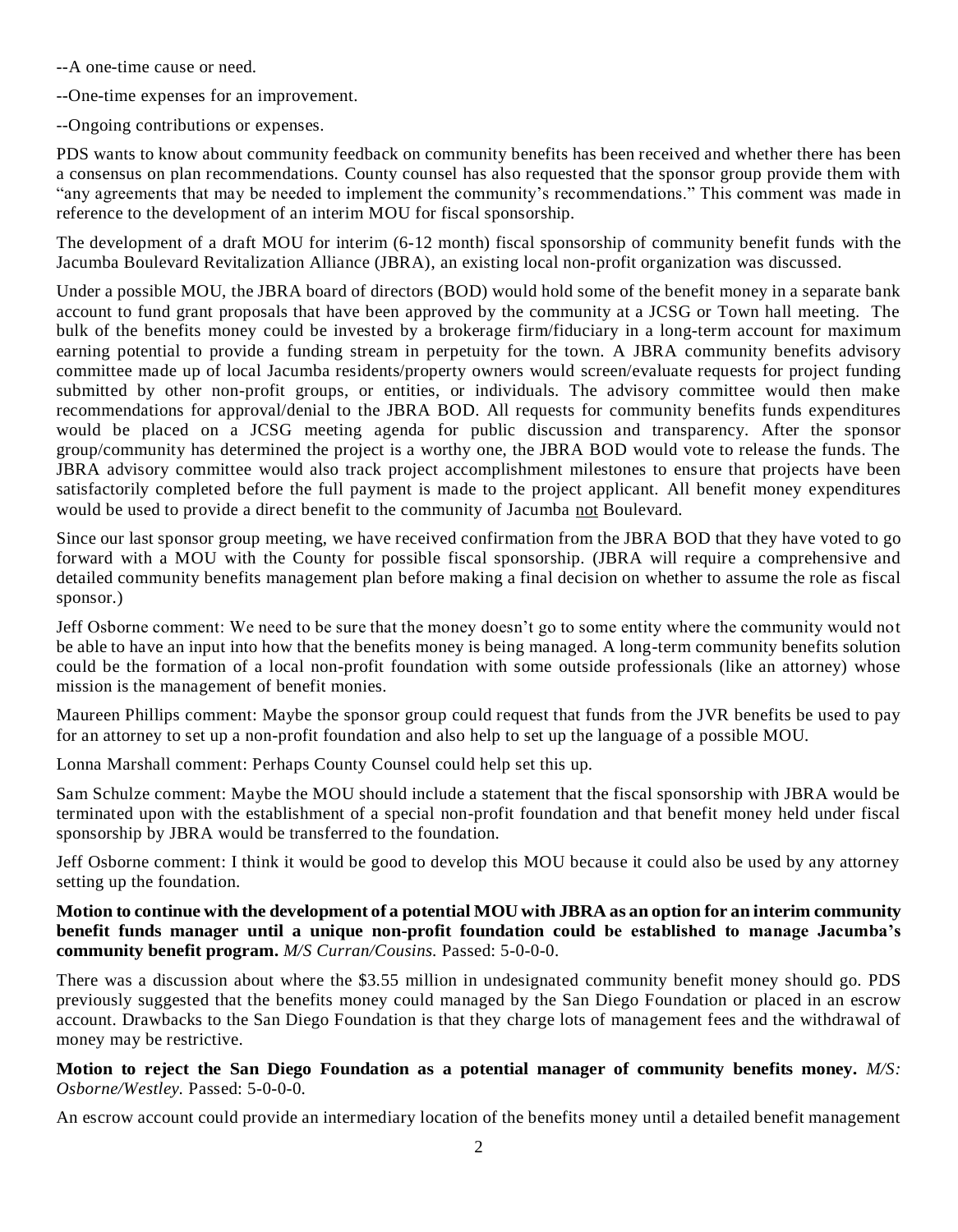--A one-time cause or need.

--One-time expenses for an improvement.

--Ongoing contributions or expenses.

PDS wants to know about community feedback on community benefits has been received and whether there has been a consensus on plan recommendations. County counsel has also requested that the sponsor group provide them with "any agreements that may be needed to implement the community's recommendations." This comment was made in reference to the development of an interim MOU for fiscal sponsorship.

The development of a draft MOU for interim (6-12 month) fiscal sponsorship of community benefit funds with the Jacumba Boulevard Revitalization Alliance (JBRA), an existing local non-profit organization was discussed.

Under a possible MOU, the JBRA board of directors (BOD) would hold some of the benefit money in a separate bank account to fund grant proposals that have been approved by the community at a JCSG or Town hall meeting. The bulk of the benefits money could be invested by a brokerage firm/fiduciary in a long-term account for maximum earning potential to provide a funding stream in perpetuity for the town. A JBRA community benefits advisory committee made up of local Jacumba residents/property owners would screen/evaluate requests for project funding submitted by other non-profit groups, or entities, or individuals. The advisory committee would then make recommendations for approval/denial to the JBRA BOD. All requests for community benefits funds expenditures would be placed on a JCSG meeting agenda for public discussion and transparency. After the sponsor group/community has determined the project is a worthy one, the JBRA BOD would vote to release the funds. The JBRA advisory committee would also track project accomplishment milestones to ensure that projects have been satisfactorily completed before the full payment is made to the project applicant. All benefit money expenditures would be used to provide a direct benefit to the community of Jacumba <u>not</u> Boulevard.

Since our last sponsor group meeting, we have received confirmation from the JBRA BOD that they have voted to go forward with a MOU with the County for possible fiscal sponsorship. (JBRA will require a comprehensive and detailed community benefits management plan before making a final decision on whether to assume the role as fiscal sponsor.)

Jeff Osborne comment: We need to be sure that the money doesn't go to some entity where the community would not be able to have an input into how that the benefits money is being managed. A long-term community benefits solution could be the formation of a local non-profit foundation with some outside professionals (like an attorney) whose mission is the management of benefit monies.

Maureen Phillips comment: Maybe the sponsor group could request that funds from the JVR benefits be used to pay for an attorney to set up a non-profit foundation and also help to set up the language of a possible MOU.

Lonna Marshall comment: Perhaps County Counsel could help set this up.

Sam Schulze comment: Maybe the MOU should include a statement that the fiscal sponsorship with JBRA would be terminated upon with the establishment of a special non-profit foundation and that benefit money held under fiscal sponsorship by JBRA would be transferred to the foundation.

Jeff Osborne comment: I think it would be good to develop this MOU because it could also be used by any attorney setting up the foundation.

**Motion to continue with the development of a potential MOU with JBRA as an option for an interim community benefit funds manager until a unique non-profit foundation could be established to manage Jacumba's community benefit program.** *M/S Curran/Cousins.* Passed: 5-0-0-0.

There was a discussion about where the $3.55 million in undesignated community benefit money should go. PDS previously suggested that the benefits money could managed by the San Diego Foundation or placed in an escrow account. Drawbacks to the San Diego Foundation is that they charge lots of management fees and the withdrawal of money may be restrictive.

**Motion to reject the San Diego Foundation as a potential manager of community benefits money.** *M/S: Osborne/Westley.* Passed: 5-0-0-0.

An escrow account could provide an intermediary location of the benefits money until a detailed benefit management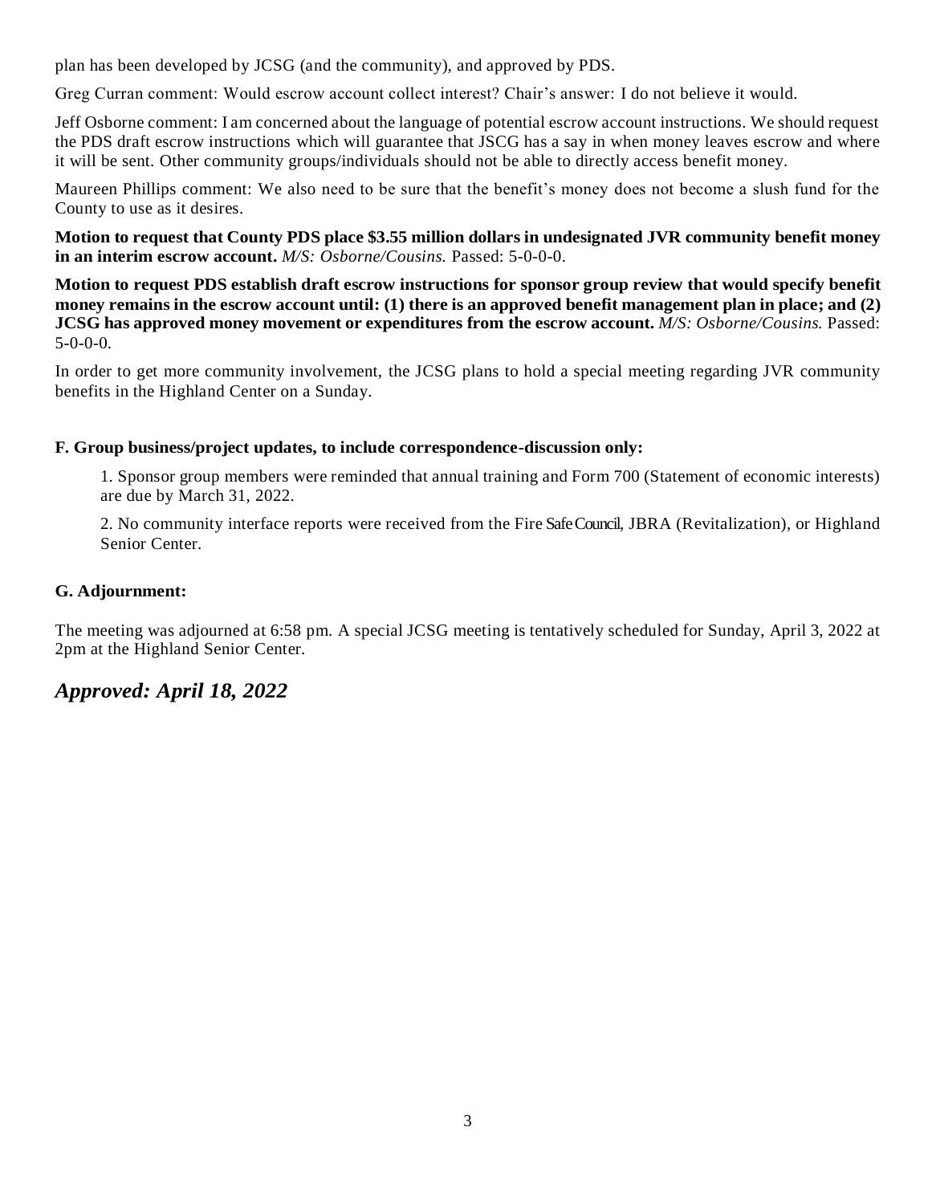plan has been developed by JCSG (and the community), and approved by PDS.

Greg Curran comment: Would escrow account collect interest? Chair's answer: I do not believe it would.

Jeff Osborne comment: I am concerned about the language of potential escrow account instructions. We should request the PDS draft escrow instructions which will guarantee that JSCG has a say in when money leaves escrow and where it will be sent. Other community groups/individuals should not be able to directly access benefit money.

Maureen Phillips comment: We also need to be sure that the benefit's money does not become a slush fund for the County to use as it desires.

**Motion to request that County PDS place $3.55 million dollars in undesignated JVR community benefit money in an interim escrow account.** *M/S: Osborne/Cousins.* Passed: 5-0-0-0.

**Motion to request PDS establish draft escrow instructions for sponsor group review that would specify benefit money remains in the escrow account until: (1) there is an approved benefit management plan in place; and (2) JCSG has approved money movement or expenditures from the escrow account.** *M/S: Osborne/Cousins.* Passed: 5-0-0-0.

In order to get more community involvement, the JCSG plans to hold a special meeting regarding JVR community benefits in the Highland Center on a Sunday.

**F. Group business/project updates, to include correspondence-discussion only:**

1. Sponsor group members were reminded that annual training and Form 700 (Statement of economic interests) are due by March 31, 2022.

2. No community interface reports were received from the Fire Safe Council, JBRA (Revitalization), or Highland Senior Center.

**G. Adjournment:**

The meeting was adjourned at 6:58 pm. A special JCSG meeting is tentatively scheduled for Sunday, April 3, 2022 at 2pm at the Highland Senior Center.

## *Approved: April 18, 2022*